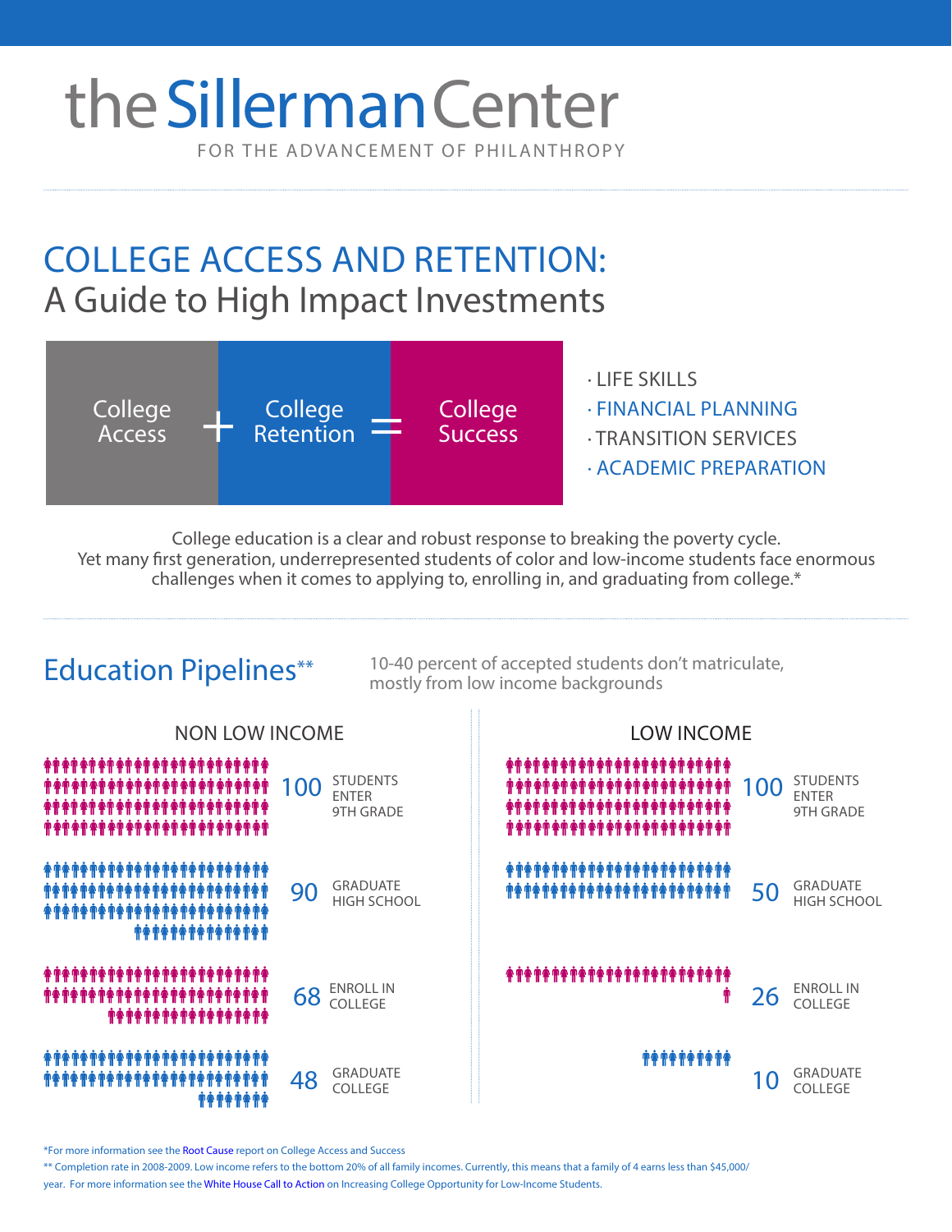# the Sillerman Center

FOR THE ADVANCEMENT OF PHILANTHROPY

## COLLEGE ACCESS AND RETENTION:
## A Guide to High Impact Investments

College Access + College Retention = College Success

- LIFE SKILLS
- FINANCIAL PLANNING
- TRANSITION SERVICES
- ACADEMIC PREPARATION

College education is a clear and robust response to breaking the poverty cycle. Yet many first generation, underrepresented students of color and low-income students face enormous challenges when it comes to applying to, enrolling in, and graduating from college.*

## Education Pipelines**

10-40 percent of accepted students don't matriculate, mostly from low income backgrounds

| | NON LOW INCOME | LOW INCOME |
|---|---|---|
| STUDENTS ENTER 9TH GRADE | 100 | 100 |
| GRADUATE HIGH SCHOOL | 90 | 50 |
| ENROLL IN COLLEGE | 68 | 26 |
| GRADUATE COLLEGE | 48 | 10 |

*For more information see the Root Cause report on College Access and Success

** Completion rate in 2008-2009. Low income refers to the bottom 20% of all family incomes. Currently, this means that a family of 4 earns less than $45,000/year. For more information see the White House Call to Action on Increasing College Opportunity for Low-Income Students.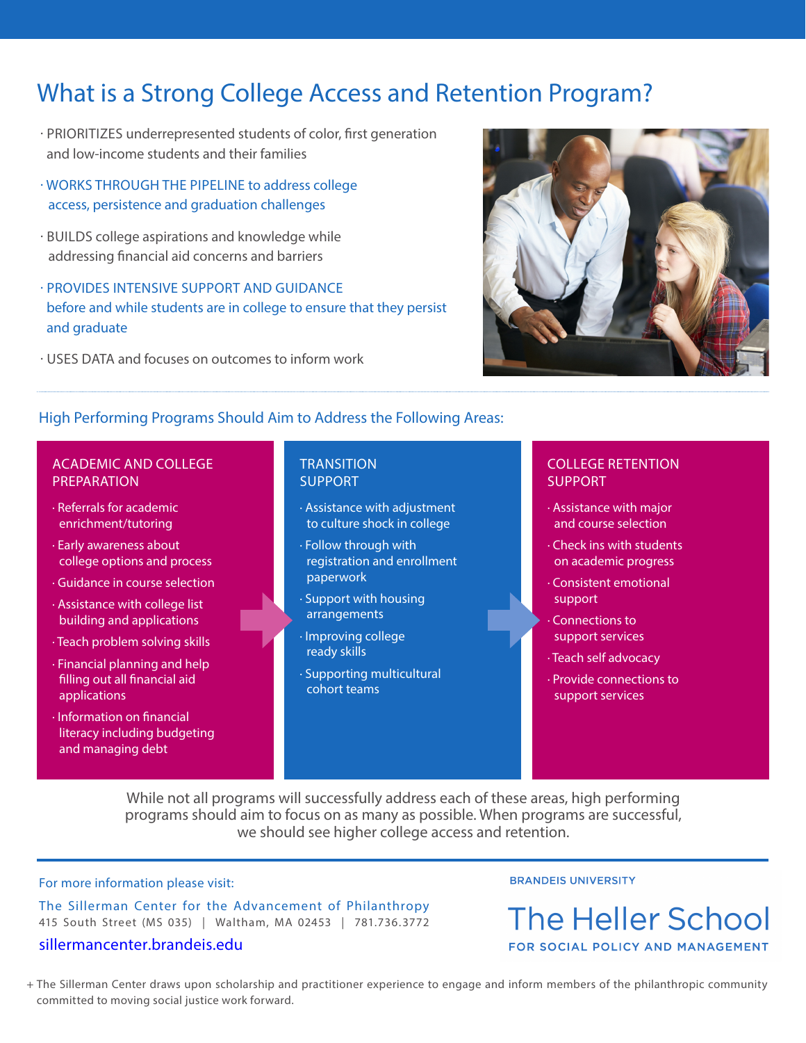# What is a Strong College Access and Retention Program?

- PRIORITIZES underrepresented students of color, first generation and low-income students and their families
- WORKS THROUGH THE PIPELINE to address college access, persistence and graduation challenges
- BUILDS college aspirations and knowledge while addressing financial aid concerns and barriers
- PROVIDES INTENSIVE SUPPORT AND GUIDANCE before and while students are in college to ensure that they persist and graduate
- USES DATA and focuses on outcomes to inform work

## High Performing Programs Should Aim to Address the Following Areas:

### ACADEMIC AND COLLEGE PREPARATION

- Referrals for academic enrichment/tutoring
- Early awareness about college options and process
- Guidance in course selection
- Assistance with college list building and applications
- Teach problem solving skills
- Financial planning and help filling out all financial aid applications
- Information on financial literacy including budgeting and managing debt

### TRANSITION SUPPORT

- Assistance with adjustment to culture shock in college
- Follow through with registration and enrollment paperwork
- Support with housing arrangements
- Improving college ready skills
- Supporting multicultural cohort teams

### COLLEGE RETENTION SUPPORT

- Assistance with major and course selection
- Check ins with students on academic progress
- Consistent emotional support
- Connections to support services
- Teach self advocacy
- Provide connections to support services

While not all programs will successfully address each of these areas, high performing programs should aim to focus on as many as possible. When programs are successful, we should see higher college access and retention.

For more information please visit:

The Sillerman Center for the Advancement of Philanthropy
415 South Street (MS 035) | Waltham, MA 02453 | 781.736.3772

sillermancenter.brandeis.edu

BRANDEIS UNIVERSITY
The Heller School
FOR SOCIAL POLICY AND MANAGEMENT

+ The Sillerman Center draws upon scholarship and practitioner experience to engage and inform members of the philanthropic community committed to moving social justice work forward.